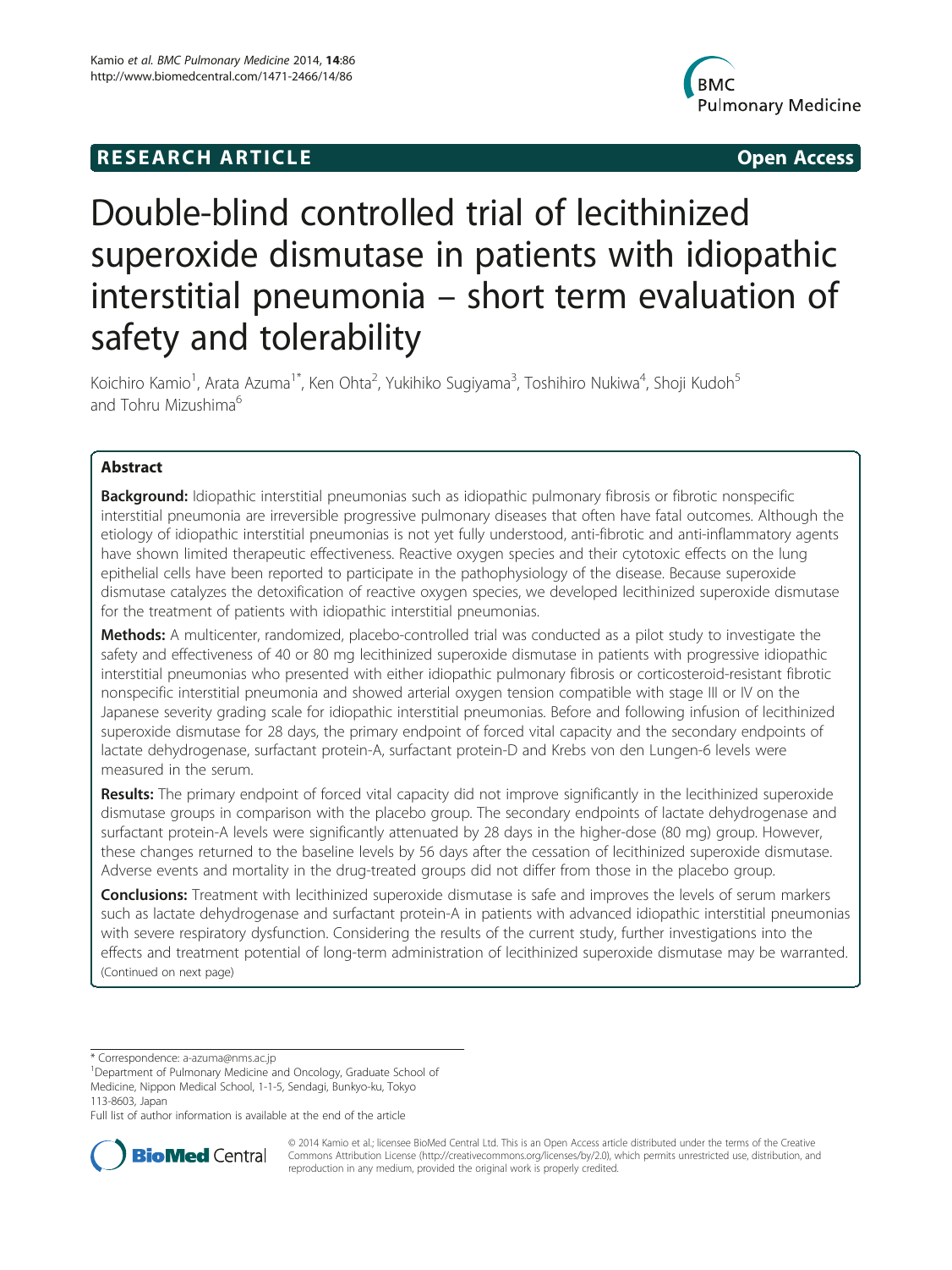RESEARCH ARTICLE **Open Access**

# Double-blind controlled trial of lecithinized superoxide dismutase in patients with idiopathic interstitial pneumonia – short term evaluation of safety and tolerability

Koichiro Kamio[1], Arata Azuma[1*], Ken Ohta[2], Yukihiko Sugiyama[3], Toshihiro Nukiwa[4], Shoji Kudoh[5] and Tohru Mizushima[6]

## Abstract

**Background:** Idiopathic interstitial pneumonias such as idiopathic pulmonary fibrosis or fibrotic nonspecific interstitial pneumonia are irreversible progressive pulmonary diseases that often have fatal outcomes. Although the etiology of idiopathic interstitial pneumonias is not yet fully understood, anti-fibrotic and anti-inflammatory agents have shown limited therapeutic effectiveness. Reactive oxygen species and their cytotoxic effects on the lung epithelial cells have been reported to participate in the pathophysiology of the disease. Because superoxide dismutase catalyzes the detoxification of reactive oxygen species, we developed lecithinized superoxide dismutase for the treatment of patients with idiopathic interstitial pneumonias.

**Methods:** A multicenter, randomized, placebo-controlled trial was conducted as a pilot study to investigate the safety and effectiveness of 40 or 80 mg lecithinized superoxide dismutase in patients with progressive idiopathic interstitial pneumonias who presented with either idiopathic pulmonary fibrosis or corticosteroid-resistant fibrotic nonspecific interstitial pneumonia and showed arterial oxygen tension compatible with stage III or IV on the Japanese severity grading scale for idiopathic interstitial pneumonias. Before and following infusion of lecithinized superoxide dismutase for 28 days, the primary endpoint of forced vital capacity and the secondary endpoints of lactate dehydrogenase, surfactant protein-A, surfactant protein-D and Krebs von den Lungen-6 levels were measured in the serum.

**Results:** The primary endpoint of forced vital capacity did not improve significantly in the lecithinized superoxide dismutase groups in comparison with the placebo group. The secondary endpoints of lactate dehydrogenase and surfactant protein-A levels were significantly attenuated by 28 days in the higher-dose (80 mg) group. However, these changes returned to the baseline levels by 56 days after the cessation of lecithinized superoxide dismutase. Adverse events and mortality in the drug-treated groups did not differ from those in the placebo group.

**Conclusions:** Treatment with lecithinized superoxide dismutase is safe and improves the levels of serum markers such as lactate dehydrogenase and surfactant protein-A in patients with advanced idiopathic interstitial pneumonias with severe respiratory dysfunction. Considering the results of the current study, further investigations into the effects and treatment potential of long-term administration of lecithinized superoxide dismutase may be warranted. (Continued on next page)

\* Correspondence: a-azuma@nms.ac.jp

[1]Department of Pulmonary Medicine and Oncology, Graduate School of Medicine, Nippon Medical School, 1-1-5, Sendagi, Bunkyo-ku, Tokyo 113-8603, Japan

Full list of author information is available at the end of the article

© 2014 Kamio et al.; licensee BioMed Central Ltd. This is an Open Access article distributed under the terms of the Creative Commons Attribution License (http://creativecommons.org/licenses/by/2.0), which permits unrestricted use, distribution, and reproduction in any medium, provided the original work is properly credited.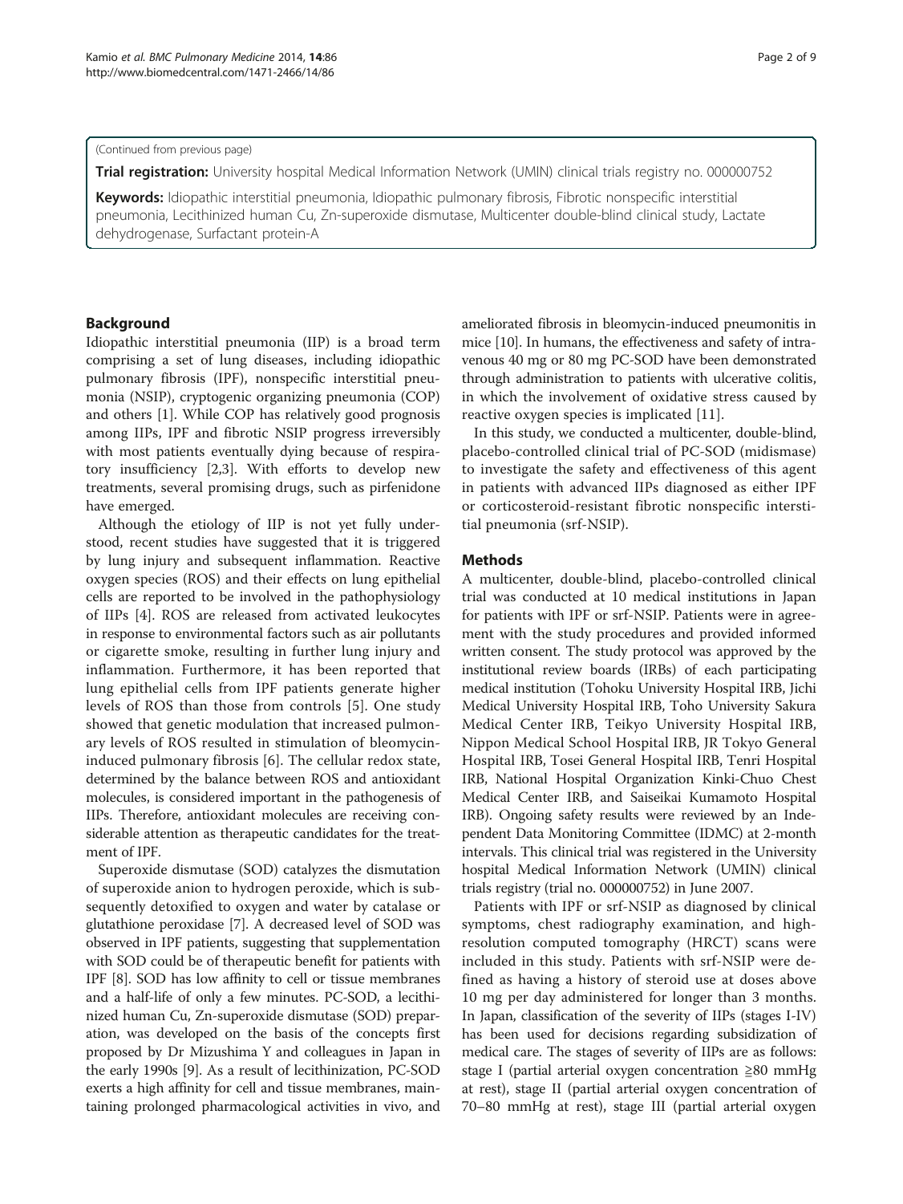(Continued from previous page)

**Trial registration:** University hospital Medical Information Network (UMIN) clinical trials registry no. 000000752

**Keywords:** Idiopathic interstitial pneumonia, Idiopathic pulmonary fibrosis, Fibrotic nonspecific interstitial pneumonia, Lecithinized human Cu, Zn-superoxide dismutase, Multicenter double-blind clinical study, Lactate dehydrogenase, Surfactant protein-A

## Background

Idiopathic interstitial pneumonia (IIP) is a broad term comprising a set of lung diseases, including idiopathic pulmonary fibrosis (IPF), nonspecific interstitial pneumonia (NSIP), cryptogenic organizing pneumonia (COP) and others [1]. While COP has relatively good prognosis among IIPs, IPF and fibrotic NSIP progress irreversibly with most patients eventually dying because of respiratory insufficiency [2,3]. With efforts to develop new treatments, several promising drugs, such as pirfenidone have emerged.

Although the etiology of IIP is not yet fully understood, recent studies have suggested that it is triggered by lung injury and subsequent inflammation. Reactive oxygen species (ROS) and their effects on lung epithelial cells are reported to be involved in the pathophysiology of IIPs [4]. ROS are released from activated leukocytes in response to environmental factors such as air pollutants or cigarette smoke, resulting in further lung injury and inflammation. Furthermore, it has been reported that lung epithelial cells from IPF patients generate higher levels of ROS than those from controls [5]. One study showed that genetic modulation that increased pulmonary levels of ROS resulted in stimulation of bleomycin-induced pulmonary fibrosis [6]. The cellular redox state, determined by the balance between ROS and antioxidant molecules, is considered important in the pathogenesis of IIPs. Therefore, antioxidant molecules are receiving considerable attention as therapeutic candidates for the treatment of IPF.

Superoxide dismutase (SOD) catalyzes the dismutation of superoxide anion to hydrogen peroxide, which is subsequently detoxified to oxygen and water by catalase or glutathione peroxidase [7]. A decreased level of SOD was observed in IPF patients, suggesting that supplementation with SOD could be of therapeutic benefit for patients with IPF [8]. SOD has low affinity to cell or tissue membranes and a half-life of only a few minutes. PC-SOD, a lecithinized human Cu, Zn-superoxide dismutase (SOD) preparation, was developed on the basis of the concepts first proposed by Dr Mizushima Y and colleagues in Japan in the early 1990s [9]. As a result of lecithinization, PC-SOD exerts a high affinity for cell and tissue membranes, maintaining prolonged pharmacological activities in vivo, and ameliorated fibrosis in bleomycin-induced pneumonitis in mice [10]. In humans, the effectiveness and safety of intravenous 40 mg or 80 mg PC-SOD have been demonstrated through administration to patients with ulcerative colitis, in which the involvement of oxidative stress caused by reactive oxygen species is implicated [11].

In this study, we conducted a multicenter, double-blind, placebo-controlled clinical trial of PC-SOD (midismase) to investigate the safety and effectiveness of this agent in patients with advanced IIPs diagnosed as either IPF or corticosteroid-resistant fibrotic nonspecific interstitial pneumonia (srf-NSIP).

## Methods

A multicenter, double-blind, placebo-controlled clinical trial was conducted at 10 medical institutions in Japan for patients with IPF or srf-NSIP. Patients were in agreement with the study procedures and provided informed written consent. The study protocol was approved by the institutional review boards (IRBs) of each participating medical institution (Tohoku University Hospital IRB, Jichi Medical University Hospital IRB, Toho University Sakura Medical Center IRB, Teikyo University Hospital IRB, Nippon Medical School Hospital IRB, JR Tokyo General Hospital IRB, Tosei General Hospital IRB, Tenri Hospital IRB, National Hospital Organization Kinki-Chuo Chest Medical Center IRB, and Saiseikai Kumamoto Hospital IRB). Ongoing safety results were reviewed by an Independent Data Monitoring Committee (IDMC) at 2-month intervals. This clinical trial was registered in the University hospital Medical Information Network (UMIN) clinical trials registry (trial no. 000000752) in June 2007.

Patients with IPF or srf-NSIP as diagnosed by clinical symptoms, chest radiography examination, and high-resolution computed tomography (HRCT) scans were included in this study. Patients with srf-NSIP were defined as having a history of steroid use at doses above 10 mg per day administered for longer than 3 months. In Japan, classification of the severity of IIPs (stages I-IV) has been used for decisions regarding subsidization of medical care. The stages of severity of IIPs are as follows: stage I (partial arterial oxygen concentration ≧80 mmHg at rest), stage II (partial arterial oxygen concentration of 70–80 mmHg at rest), stage III (partial arterial oxygen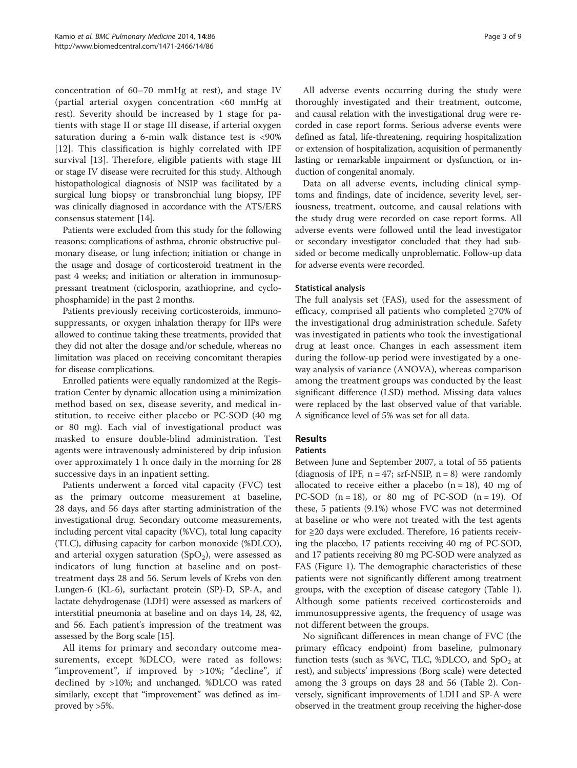concentration of 60–70 mmHg at rest), and stage IV (partial arterial oxygen concentration <60 mmHg at rest). Severity should be increased by 1 stage for patients with stage II or stage III disease, if arterial oxygen saturation during a 6-min walk distance test is <90% [12]. This classification is highly correlated with IPF survival [13]. Therefore, eligible patients with stage III or stage IV disease were recruited for this study. Although histopathological diagnosis of NSIP was facilitated by a surgical lung biopsy or transbronchial lung biopsy, IPF was clinically diagnosed in accordance with the ATS/ERS consensus statement [14].

Patients were excluded from this study for the following reasons: complications of asthma, chronic obstructive pulmonary disease, or lung infection; initiation or change in the usage and dosage of corticosteroid treatment in the past 4 weeks; and initiation or alteration in immunosuppressant treatment (ciclosporin, azathioprine, and cyclophosphamide) in the past 2 months.

Patients previously receiving corticosteroids, immunosuppressants, or oxygen inhalation therapy for IIPs were allowed to continue taking these treatments, provided that they did not alter the dosage and/or schedule, whereas no limitation was placed on receiving concomitant therapies for disease complications.

Enrolled patients were equally randomized at the Registration Center by dynamic allocation using a minimization method based on sex, disease severity, and medical institution, to receive either placebo or PC-SOD (40 mg or 80 mg). Each vial of investigational product was masked to ensure double-blind administration. Test agents were intravenously administered by drip infusion over approximately 1 h once daily in the morning for 28 successive days in an inpatient setting.

Patients underwent a forced vital capacity (FVC) test as the primary outcome measurement at baseline, 28 days, and 56 days after starting administration of the investigational drug. Secondary outcome measurements, including percent vital capacity (%VC), total lung capacity (TLC), diffusing capacity for carbon monoxide (%DLCO), and arterial oxygen saturation ($SpO_2$), were assessed as indicators of lung function at baseline and on post-treatment days 28 and 56. Serum levels of Krebs von den Lungen-6 (KL-6), surfactant protein (SP)-D, SP-A, and lactate dehydrogenase (LDH) were assessed as markers of interstitial pneumonia at baseline and on days 14, 28, 42, and 56. Each patient's impression of the treatment was assessed by the Borg scale [15].

All items for primary and secondary outcome measurements, except %DLCO, were rated as follows: "improvement", if improved by >10%; "decline", if declined by >10%; and unchanged. %DLCO was rated similarly, except that "improvement" was defined as improved by >5%.

All adverse events occurring during the study were thoroughly investigated and their treatment, outcome, and causal relation with the investigational drug were recorded in case report forms. Serious adverse events were defined as fatal, life-threatening, requiring hospitalization or extension of hospitalization, acquisition of permanently lasting or remarkable impairment or dysfunction, or induction of congenital anomaly.

Data on all adverse events, including clinical symptoms and findings, date of incidence, severity level, seriousness, treatment, outcome, and causal relations with the study drug were recorded on case report forms. All adverse events were followed until the lead investigator or secondary investigator concluded that they had subsided or become medically unproblematic. Follow-up data for adverse events were recorded.

### Statistical analysis

The full analysis set (FAS), used for the assessment of efficacy, comprised all patients who completed ≧70% of the investigational drug administration schedule. Safety was investigated in patients who took the investigational drug at least once. Changes in each assessment item during the follow-up period were investigated by a one-way analysis of variance (ANOVA), whereas comparison among the treatment groups was conducted by the least significant difference (LSD) method. Missing data values were replaced by the last observed value of that variable. A significance level of 5% was set for all data.

## Results

### Patients

Between June and September 2007, a total of 55 patients (diagnosis of IPF, n = 47; srf-NSIP, n = 8) were randomly allocated to receive either a placebo (n = 18), 40 mg of PC-SOD (n = 18), or 80 mg of PC-SOD (n = 19). Of these, 5 patients (9.1%) whose FVC was not determined at baseline or who were not treated with the test agents for ≧20 days were excluded. Therefore, 16 patients receiving the placebo, 17 patients receiving 40 mg of PC-SOD, and 17 patients receiving 80 mg PC-SOD were analyzed as FAS (Figure 1). The demographic characteristics of these patients were not significantly different among treatment groups, with the exception of disease category (Table 1). Although some patients received corticosteroids and immunosuppressive agents, the frequency of usage was not different between the groups.

No significant differences in mean change of FVC (the primary efficacy endpoint) from baseline, pulmonary function tests (such as %VC, TLC, %DLCO, and $SpO_2$ at rest), and subjects' impressions (Borg scale) were detected among the 3 groups on days 28 and 56 (Table 2). Conversely, significant improvements of LDH and SP-A were observed in the treatment group receiving the higher-dose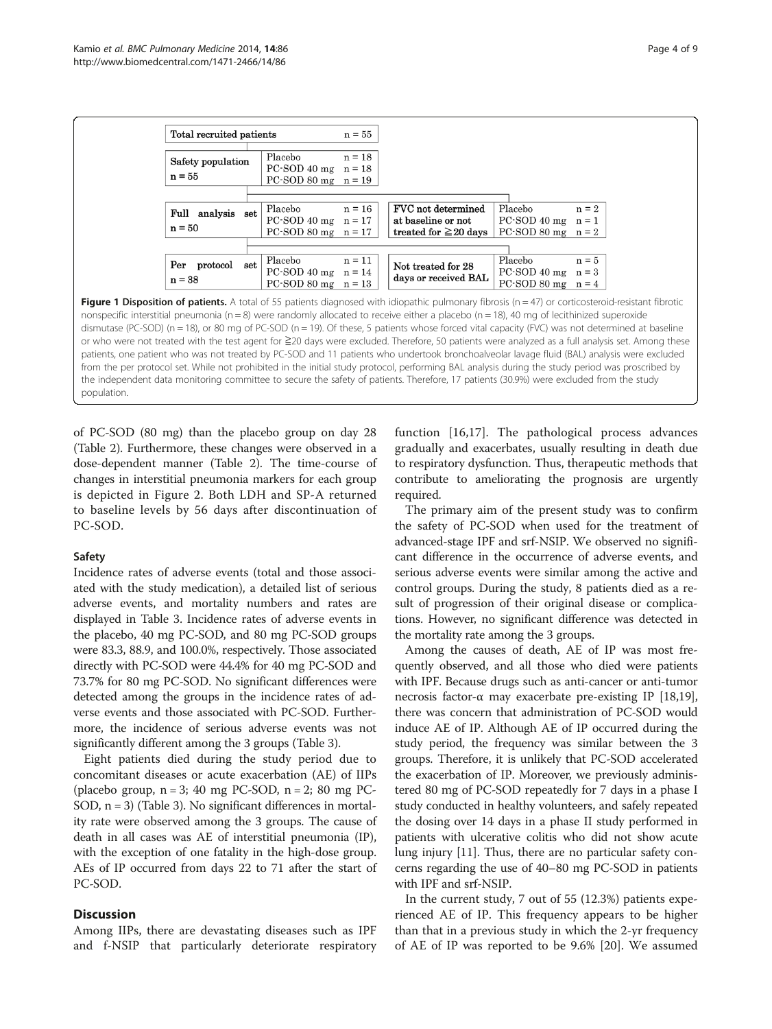| Total recruited patients | n = 55 | | |
|---|---|---|---|
| Safety population n = 55 | Placebo n = 18<br>PC-SOD 40 mg n = 18<br>PC-SOD 80 mg n = 19 | | |
| Full analysis set n = 50 | Placebo n = 16<br>PC-SOD 40 mg n = 17<br>PC-SOD 80 mg n = 17 | FVC not determined at baseline or not treated for ≧20 days | Placebo n = 2<br>PC-SOD 40 mg n = 1<br>PC-SOD 80 mg n = 2 |
| Per protocol set n = 38 | Placebo n = 11<br>PC-SOD 40 mg n = 14<br>PC-SOD 80 mg n = 13 | Not treated for 28 days or received BAL | Placebo n = 5<br>PC-SOD 40 mg n = 3<br>PC-SOD 80 mg n = 4 |

**Figure 1 Disposition of patients.** A total of 55 patients diagnosed with idiopathic pulmonary fibrosis (n = 47) or corticosteroid-resistant fibrotic nonspecific interstitial pneumonia (n = 8) were randomly allocated to receive either a placebo (n = 18), 40 mg of lecithinized superoxide dismutase (PC-SOD) (n = 18), or 80 mg of PC-SOD (n = 19). Of these, 5 patients whose forced vital capacity (FVC) was not determined at baseline or who were not treated with the test agent for ≧20 days were excluded. Therefore, 50 patients were analyzed as a full analysis set. Among these patients, one patient who was not treated by PC-SOD and 11 patients who undertook bronchoalveolar lavage fluid (BAL) analysis were excluded from the per protocol set. While not prohibited in the initial study protocol, performing BAL analysis during the study period was proscribed by the independent data monitoring committee to secure the safety of patients. Therefore, 17 patients (30.9%) were excluded from the study population.

of PC-SOD (80 mg) than the placebo group on day 28 (Table 2). Furthermore, these changes were observed in a dose-dependent manner (Table 2). The time-course of changes in interstitial pneumonia markers for each group is depicted in Figure 2. Both LDH and SP-A returned to baseline levels by 56 days after discontinuation of PC-SOD.

### Safety

Incidence rates of adverse events (total and those associated with the study medication), a detailed list of serious adverse events, and mortality numbers and rates are displayed in Table 3. Incidence rates of adverse events in the placebo, 40 mg PC-SOD, and 80 mg PC-SOD groups were 83.3, 88.9, and 100.0%, respectively. Those associated directly with PC-SOD were 44.4% for 40 mg PC-SOD and 73.7% for 80 mg PC-SOD. No significant differences were detected among the groups in the incidence rates of adverse events and those associated with PC-SOD. Furthermore, the incidence of serious adverse events was not significantly different among the 3 groups (Table 3).

Eight patients died during the study period due to concomitant diseases or acute exacerbation (AE) of IIPs (placebo group, n = 3; 40 mg PC-SOD, n = 2; 80 mg PC-SOD, n = 3) (Table 3). No significant differences in mortality rate were observed among the 3 groups. The cause of death in all cases was AE of interstitial pneumonia (IP), with the exception of one fatality in the high-dose group. AEs of IP occurred from days 22 to 71 after the start of PC-SOD.

## Discussion

Among IIPs, there are devastating diseases such as IPF and f-NSIP that particularly deteriorate respiratory function [16,17]. The pathological process advances gradually and exacerbates, usually resulting in death due to respiratory dysfunction. Thus, therapeutic methods that contribute to ameliorating the prognosis are urgently required.

The primary aim of the present study was to confirm the safety of PC-SOD when used for the treatment of advanced-stage IPF and srf-NSIP. We observed no significant difference in the occurrence of adverse events, and serious adverse events were similar among the active and control groups. During the study, 8 patients died as a result of progression of their original disease or complications. However, no significant difference was detected in the mortality rate among the 3 groups.

Among the causes of death, AE of IP was most frequently observed, and all those who died were patients with IPF. Because drugs such as anti-cancer or anti-tumor necrosis factor-α may exacerbate pre-existing IP [18,19], there was concern that administration of PC-SOD would induce AE of IP. Although AE of IP occurred during the study period, the frequency was similar between the 3 groups. Therefore, it is unlikely that PC-SOD accelerated the exacerbation of IP. Moreover, we previously administered 80 mg of PC-SOD repeatedly for 7 days in a phase I study conducted in healthy volunteers, and safely repeated the dosing over 14 days in a phase II study performed in patients with ulcerative colitis who did not show acute lung injury [11]. Thus, there are no particular safety concerns regarding the use of 40–80 mg PC-SOD in patients with IPF and srf-NSIP.

In the current study, 7 out of 55 (12.3%) patients experienced AE of IP. This frequency appears to be higher than that in a previous study in which the 2-yr frequency of AE of IP was reported to be 9.6% [20]. We assumed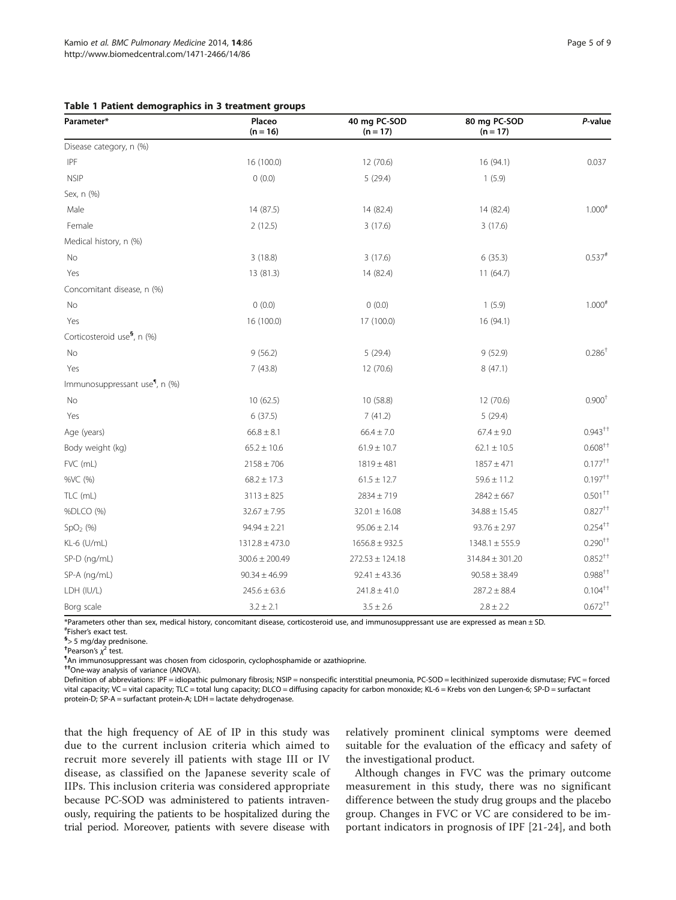**Table 1 Patient demographics in 3 treatment groups**

| Parameter* | Placeo (n = 16) | 40 mg PC-SOD (n = 17) | 80 mg PC-SOD (n = 17) | *P*-value |
|---|---|---|---|---|
| Disease category, n (%) | | | | |
| IPF | 16 (100.0) | 12 (70.6) | 16 (94.1) | 0.037 |
| NSIP | 0 (0.0) | 5 (29.4) | 1 (5.9) | |
| Sex, n (%) | | | | |
| Male | 14 (87.5) | 14 (82.4) | 14 (82.4) | 1.000[#] |
| Female | 2 (12.5) | 3 (17.6) | 3 (17.6) | |
| Medical history, n (%) | | | | |
| No | 3 (18.8) | 3 (17.6) | 6 (35.3) | 0.537[#] |
| Yes | 13 (81.3) | 14 (82.4) | 11 (64.7) | |
| Concomitant disease, n (%) | | | | |
| No | 0 (0.0) | 0 (0.0) | 1 (5.9) | 1.000[#] |
| Yes | 16 (100.0) | 17 (100.0) | 16 (94.1) | |
| Corticosteroid use[§], n (%) | | | | |
| No | 9 (56.2) | 5 (29.4) | 9 (52.9) | 0.286[†] |
| Yes | 7 (43.8) | 12 (70.6) | 8 (47.1) | |
| Immunosuppressant use[¶], n (%) | | | | |
| No | 10 (62.5) | 10 (58.8) | 12 (70.6) | 0.900[†] |
| Yes | 6 (37.5) | 7 (41.2) | 5 (29.4) | |
| Age (years) | 66.8 ± 8.1 | 66.4 ± 7.0 | 67.4 ± 9.0 | 0.943[††] |
| Body weight (kg) | 65.2 ± 10.6 | 61.9 ± 10.7 | 62.1 ± 10.5 | 0.608[††] |
| FVC (mL) | 2158 ± 706 | 1819 ± 481 | 1857 ± 471 | 0.177[††] |
| %VC (%) | 68.2 ± 17.3 | 61.5 ± 12.7 | 59.6 ± 11.2 | 0.197[††] |
| TLC (mL) | 3113 ± 825 | 2834 ± 719 | 2842 ± 667 | 0.501[††] |
| %DLCO (%) | 32.67 ± 7.95 | 32.01 ± 16.08 | 34.88 ± 15.45 | 0.827[††] |
| $SpO_2$ (%) | 94.94 ± 2.21 | 95.06 ± 2.14 | 93.76 ± 2.97 | 0.254[††] |
| KL-6 (U/mL) | 1312.8 ± 473.0 | 1656.8 ± 932.5 | 1348.1 ± 555.9 | 0.290[††] |
| SP-D (ng/mL) | 300.6 ± 200.49 | 272.53 ± 124.18 | 314.84 ± 301.20 | 0.852[††] |
| SP-A (ng/mL) | 90.34 ± 46.99 | 92.41 ± 43.36 | 90.58 ± 38.49 | 0.988[††] |
| LDH (IU/L) | 245.6 ± 63.6 | 241.8 ± 41.0 | 287.2 ± 88.4 | 0.104[††] |
| Borg scale | 3.2 ± 2.1 | 3.5 ± 2.6 | 2.8 ± 2.2 | 0.672[††] |

*Parameters other than sex, medical history, concomitant disease, corticosteroid use, and immunosuppressant use are expressed as mean ± SD.
[#]Fisher's exact test.
[§]> 5 mg/day prednisone.
[†]Pearson's $\chi^2$ test.
[¶]An immunosuppressant was chosen from ciclosporin, cyclophosphamide or azathioprine.
[††]One-way analysis of variance (ANOVA).
Definition of abbreviations: IPF = idiopathic pulmonary fibrosis; NSIP = nonspecific interstitial pneumonia, PC-SOD = lecithinized superoxide dismutase; FVC = forced vital capacity; VC = vital capacity; TLC = total lung capacity; DLCO = diffusing capacity for carbon monoxide; KL-6 = Krebs von den Lungen-6; SP-D = surfactant protein-D; SP-A = surfactant protein-A; LDH = lactate dehydrogenase.

that the high frequency of AE of IP in this study was due to the current inclusion criteria which aimed to recruit more severely ill patients with stage III or IV disease, as classified on the Japanese severity scale of IIPs. This inclusion criteria was considered appropriate because PC-SOD was administered to patients intravenously, requiring the patients to be hospitalized during the trial period. Moreover, patients with severe disease with relatively prominent clinical symptoms were deemed suitable for the evaluation of the efficacy and safety of the investigational product.

Although changes in FVC was the primary outcome measurement in this study, there was no significant difference between the study drug groups and the placebo group. Changes in FVC or VC are considered to be important indicators in prognosis of IPF [21-24], and both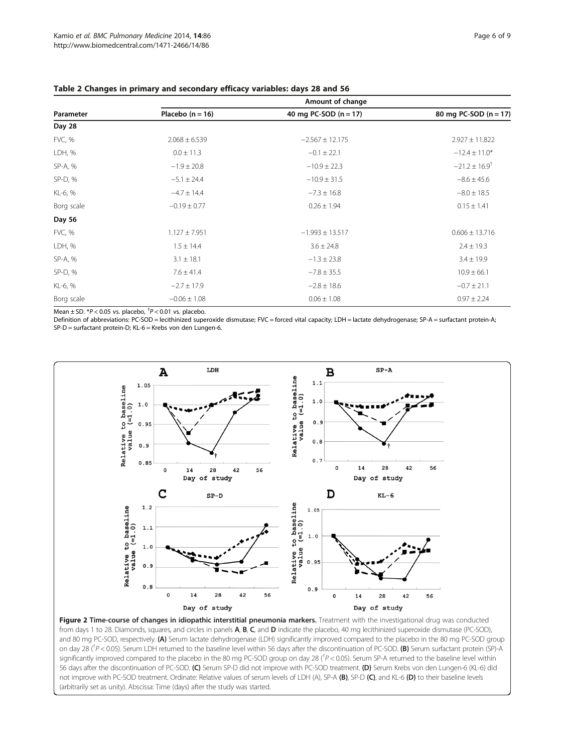**Table 2 Changes in primary and secondary efficacy variables: days 28 and 56**

| Parameter | Amount of change | | |
|---|---|---|---|
| | Placebo (n = 16) | 40 mg PC-SOD (n = 17) | 80 mg PC-SOD (n = 17) |
| **Day 28** | | | |
| FVC, % | 2.068 ± 6.539 | −2.567 ± 12.175 | 2.927 ± 11.822 |
| LDH, % | 0.0 ± 11.3 | −0.1 ± 22.1 | −12.4 ± 11.0* |
| SP-A, % | −1.9 ± 20.8 | −10.9 ± 22.3 | −21.2 ± 16.9[†] |
| SP-D, % | −5.1 ± 24.4 | −10.9 ± 31.5 | −8.6 ± 45.6 |
| KL-6, % | −4.7 ± 14.4 | −7.3 ± 16.8 | −8.0 ± 18.5 |
| Borg scale | −0.19 ± 0.77 | 0.26 ± 1.94 | 0.15 ± 1.41 |
| **Day 56** | | | |
| FVC, % | 1.127 ± 7.951 | −1.993 ± 13.517 | 0.606 ± 13.716 |
| LDH, % | 1.5 ± 14.4 | 3.6 ± 24.8 | 2.4 ± 19.3 |
| SP-A, % | 3.1 ± 18.1 | −1.3 ± 23.8 | 3.4 ± 19.9 |
| SP-D, % | 7.6 ± 41.4 | −7.8 ± 35.5 | 10.9 ± 66.1 |
| KL-6, % | −2.7 ± 17.9 | −2.8 ± 18.6 | −0.7 ± 21.1 |
| Borg scale | −0.06 ± 1.08 | 0.06 ± 1.08 | 0.97 ± 2.24 |

Mean ± SD. *$P < 0.05$ vs. placebo, [†]$P < 0.01$ vs. placebo.

Definition of abbreviations: PC-SOD = lecithinized superoxide dismutase; FVC = forced vital capacity; LDH = lactate dehydrogenase; SP-A = surfactant protein-A; SP-D = surfactant protein-D; KL-6 = Krebs von den Lungen-6.

**Figure 2 Time-course of changes in idiopathic interstitial pneumonia markers.** Treatment with the investigational drug was conducted from days 1 to 28. Diamonds, squares, and circles in panels **A**, **B**, **C**, and **D** indicate the placebo, 40 mg lecithinized superoxide dismutase (PC-SOD), and 80 mg PC-SOD, respectively. **(A)** Serum lactate dehydrogenase (LDH) significantly improved compared to the placebo in the 80 mg PC-SOD group on day 28 ([†]$P < 0.05$). Serum LDH returned to the baseline level within 56 days after the discontinuation of PC-SOD. **(B)** Serum surfactant protein (SP)-A significantly improved compared to the placebo in the 80 mg PC-SOD group on day 28 ([†]$P < 0.05$). Serum SP-A returned to the baseline level within 56 days after the discontinuation of PC-SOD. **(C)** Serum SP-D did not improve with PC-SOD treatment. **(D)** Serum Krebs von den Lungen-6 (KL-6) did not improve with PC-SOD treatment. Ordinate: Relative values of serum levels of LDH (A), SP-A **(B)**, SP-D **(C)**, and KL-6 **(D)** to their baseline levels (arbitrarily set as unity). Abscissa: Time (days) after the study was started.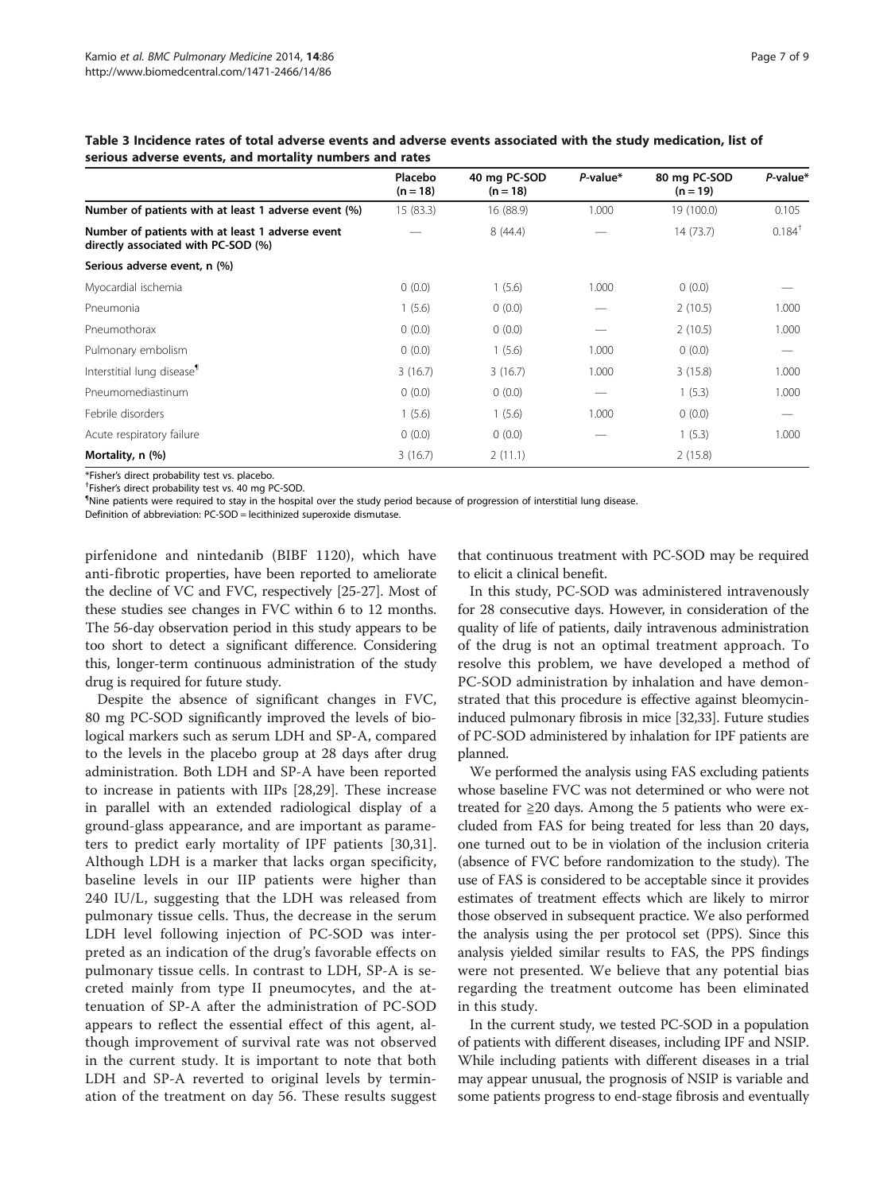**Table 3 Incidence rates of total adverse events and adverse events associated with the study medication, list of serious adverse events, and mortality numbers and rates**

| | Placebo (n = 18) | 40 mg PC-SOD (n = 18) | *P*-value* | 80 mg PC-SOD (n = 19) | *P*-value* |
|---|---|---|---|---|---|
| **Number of patients with at least 1 adverse event (%)** | 15 (83.3) | 16 (88.9) | 1.000 | 19 (100.0) | 0.105 |
| **Number of patients with at least 1 adverse event directly associated with PC-SOD (%)** | — | 8 (44.4) | — | 14 (73.7) | 0.184[†] |
| **Serious adverse event, n (%)** | | | | | |
| Myocardial ischemia | 0 (0.0) | 1 (5.6) | 1.000 | 0 (0.0) | — |
| Pneumonia | 1 (5.6) | 0 (0.0) | — | 2 (10.5) | 1.000 |
| Pneumothorax | 0 (0.0) | 0 (0.0) | — | 2 (10.5) | 1.000 |
| Pulmonary embolism | 0 (0.0) | 1 (5.6) | 1.000 | 0 (0.0) | — |
| Interstitial lung disease[¶] | 3 (16.7) | 3 (16.7) | 1.000 | 3 (15.8) | 1.000 |
| Pneumomediastinum | 0 (0.0) | 0 (0.0) | — | 1 (5.3) | 1.000 |
| Febrile disorders | 1 (5.6) | 1 (5.6) | 1.000 | 0 (0.0) | — |
| Acute respiratory failure | 0 (0.0) | 0 (0.0) | — | 1 (5.3) | 1.000 |
| **Mortality, n (%)** | 3 (16.7) | 2 (11.1) | | 2 (15.8) | |

*Fisher's direct probability test vs. placebo.
[†]Fisher's direct probability test vs. 40 mg PC-SOD.
[¶]Nine patients were required to stay in the hospital over the study period because of progression of interstitial lung disease.
Definition of abbreviation: PC-SOD = lecithinized superoxide dismutase.

pirfenidone and nintedanib (BIBF 1120), which have anti-fibrotic properties, have been reported to ameliorate the decline of VC and FVC, respectively [25-27]. Most of these studies see changes in FVC within 6 to 12 months. The 56-day observation period in this study appears to be too short to detect a significant difference. Considering this, longer-term continuous administration of the study drug is required for future study.

Despite the absence of significant changes in FVC, 80 mg PC-SOD significantly improved the levels of biological markers such as serum LDH and SP-A, compared to the levels in the placebo group at 28 days after drug administration. Both LDH and SP-A have been reported to increase in patients with IIPs [28,29]. These increase in parallel with an extended radiological display of a ground-glass appearance, and are important as parameters to predict early mortality of IPF patients [30,31]. Although LDH is a marker that lacks organ specificity, baseline levels in our IIP patients were higher than 240 IU/L, suggesting that the LDH was released from pulmonary tissue cells. Thus, the decrease in the serum LDH level following injection of PC-SOD was interpreted as an indication of the drug's favorable effects on pulmonary tissue cells. In contrast to LDH, SP-A is secreted mainly from type II pneumocytes, and the attenuation of SP-A after the administration of PC-SOD appears to reflect the essential effect of this agent, although improvement of survival rate was not observed in the current study. It is important to note that both LDH and SP-A reverted to original levels by termination of the treatment on day 56. These results suggest that continuous treatment with PC-SOD may be required to elicit a clinical benefit.

In this study, PC-SOD was administered intravenously for 28 consecutive days. However, in consideration of the quality of life of patients, daily intravenous administration of the drug is not an optimal treatment approach. To resolve this problem, we have developed a method of PC-SOD administration by inhalation and have demonstrated that this procedure is effective against bleomycin-induced pulmonary fibrosis in mice [32,33]. Future studies of PC-SOD administered by inhalation for IPF patients are planned.

We performed the analysis using FAS excluding patients whose baseline FVC was not determined or who were not treated for ≧20 days. Among the 5 patients who were excluded from FAS for being treated for less than 20 days, one turned out to be in violation of the inclusion criteria (absence of FVC before randomization to the study). The use of FAS is considered to be acceptable since it provides estimates of treatment effects which are likely to mirror those observed in subsequent practice. We also performed the analysis using the per protocol set (PPS). Since this analysis yielded similar results to FAS, the PPS findings were not presented. We believe that any potential bias regarding the treatment outcome has been eliminated in this study.

In the current study, we tested PC-SOD in a population of patients with different diseases, including IPF and NSIP. While including patients with different diseases in a trial may appear unusual, the prognosis of NSIP is variable and some patients progress to end-stage fibrosis and eventually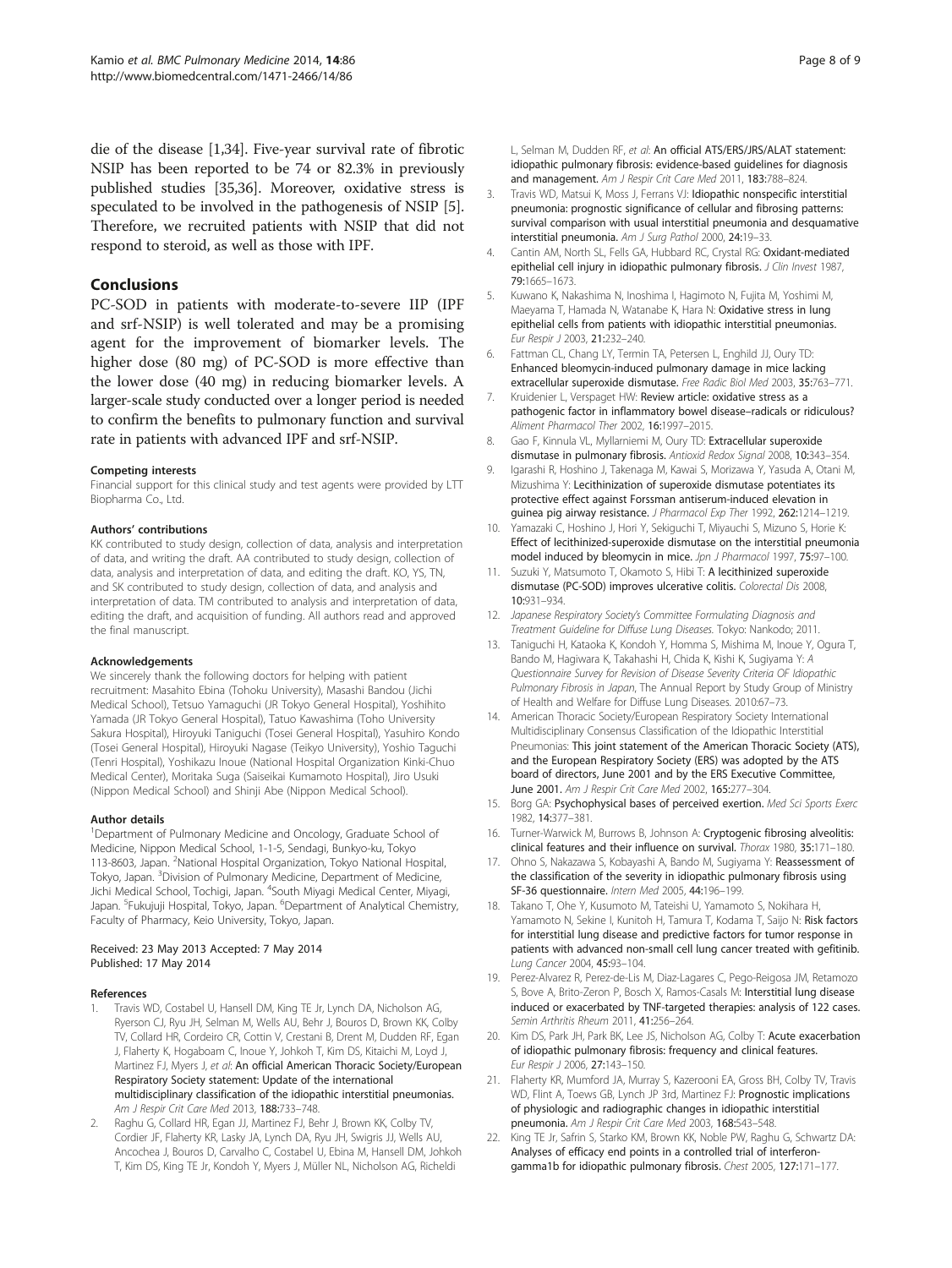die of the disease [1,34]. Five-year survival rate of fibrotic NSIP has been reported to be 74 or 82.3% in previously published studies [35,36]. Moreover, oxidative stress is speculated to be involved in the pathogenesis of NSIP [5]. Therefore, we recruited patients with NSIP that did not respond to steroid, as well as those with IPF.

## Conclusions

PC-SOD in patients with moderate-to-severe IIP (IPF and srf-NSIP) is well tolerated and may be a promising agent for the improvement of biomarker levels. The higher dose (80 mg) of PC-SOD is more effective than the lower dose (40 mg) in reducing biomarker levels. A larger-scale study conducted over a longer period is needed to confirm the benefits to pulmonary function and survival rate in patients with advanced IPF and srf-NSIP.

#### Competing interests

Financial support for this clinical study and test agents were provided by LTT Biopharma Co., Ltd.

#### Authors' contributions

KK contributed to study design, collection of data, analysis and interpretation of data, and writing the draft. AA contributed to study design, collection of data, analysis and interpretation of data, and editing the draft. KO, YS, TN, and SK contributed to study design, collection of data, and analysis and interpretation of data. TM contributed to analysis and interpretation of data, editing the draft, and acquisition of funding. All authors read and approved the final manuscript.

#### Acknowledgements

We sincerely thank the following doctors for helping with patient recruitment: Masahito Ebina (Tohoku University), Masashi Bandou (Jichi Medical School), Tetsuo Yamaguchi (JR Tokyo General Hospital), Yoshihito Yamada (JR Tokyo General Hospital), Tatuo Kawashima (Toho University Sakura Hospital), Hiroyuki Taniguchi (Tosei General Hospital), Yasuhiro Kondo (Tosei General Hospital), Hiroyuki Nagase (Teikyo University), Yoshio Taguchi (Tenri Hospital), Yoshikazu Inoue (National Hospital Organization Kinki-Chuo Medical Center), Moritaka Suga (Saiseikai Kumamoto Hospital), Jiro Usuki (Nippon Medical School) and Shinji Abe (Nippon Medical School).

#### Author details

[1]Department of Pulmonary Medicine and Oncology, Graduate School of Medicine, Nippon Medical School, 1-1-5, Sendagi, Bunkyo-ku, Tokyo 113-8603, Japan. [2]National Hospital Organization, Tokyo National Hospital, Tokyo, Japan. [3]Division of Pulmonary Medicine, Department of Medicine, Jichi Medical School, Tochigi, Japan. [4]South Miyagi Medical Center, Miyagi, Japan. [5]Fukujuji Hospital, Tokyo, Japan. [6]Department of Analytical Chemistry, Faculty of Pharmacy, Keio University, Tokyo, Japan.

Received: 23 May 2013 Accepted: 7 May 2014
Published: 17 May 2014

#### References

1. Travis WD, Costabel U, Hansell DM, King TE Jr, Lynch DA, Nicholson AG, Ryerson CJ, Ryu JH, Selman M, Wells AU, Behr J, Bouros D, Brown KK, Colby TV, Collard HR, Cordeiro CR, Cottin V, Crestani B, Drent M, Dudden RF, Egan J, Flaherty K, Hogaboam C, Inoue Y, Johkoh T, Kim DS, Kitaichi M, Loyd J, Martinez FJ, Myers J, *et al*: **An official American Thoracic Society/European Respiratory Society statement: Update of the international multidisciplinary classification of the idiopathic interstitial pneumonias.** *Am J Respir Crit Care Med* 2013, **188:**733–748.
2. Raghu G, Collard HR, Egan JJ, Martinez FJ, Behr J, Brown KK, Colby TV, Cordier JF, Flaherty KR, Lasky JA, Lynch DA, Ryu JH, Swigris JJ, Wells AU, Ancochea J, Bouros D, Carvalho C, Costabel U, Ebina M, Hansell DM, Johkoh T, Kim DS, King TE Jr, Kondoh Y, Myers J, Müller NL, Nicholson AG, Richeldi L, Selman M, Dudden RF, *et al*: **An official ATS/ERS/JRS/ALAT statement: idiopathic pulmonary fibrosis: evidence-based guidelines for diagnosis and management.** *Am J Respir Crit Care Med* 2011, **183:**788–824.
3. Travis WD, Matsui K, Moss J, Ferrans VJ: **Idiopathic nonspecific interstitial pneumonia: prognostic significance of cellular and fibrosing patterns: survival comparison with usual interstitial pneumonia and desquamative interstitial pneumonia.** *Am J Surg Pathol* 2000, **24:**19–33.
4. Cantin AM, North SL, Fells GA, Hubbard RC, Crystal RG: **Oxidant-mediated epithelial cell injury in idiopathic pulmonary fibrosis.** *J Clin Invest* 1987, **79:**1665–1673.
5. Kuwano K, Nakashima N, Inoshima I, Hagimoto N, Fujita M, Yoshimi M, Maeyama T, Hamada N, Watanabe K, Hara N: **Oxidative stress in lung epithelial cells from patients with idiopathic interstitial pneumonias.** *Eur Respir J* 2003, **21:**232–240.
6. Fattman CL, Chang LY, Termin TA, Petersen L, Enghild JJ, Oury TD: **Enhanced bleomycin-induced pulmonary damage in mice lacking extracellular superoxide dismutase.** *Free Radic Biol Med* 2003, **35:**763–771.
7. Kruidenier L, Verspaget HW: **Review article: oxidative stress as a pathogenic factor in inflammatory bowel disease–radicals or ridiculous?** *Aliment Pharmacol Ther* 2002, **16:**1997–2015.
8. Gao F, Kinnula VL, Myllarniemi M, Oury TD: **Extracellular superoxide dismutase in pulmonary fibrosis.** *Antioxid Redox Signal* 2008, **10:**343–354.
9. Igarashi R, Hoshino J, Takenaga M, Kawai S, Morizawa Y, Yasuda A, Otani M, Mizushima Y: **Lecithinization of superoxide dismutase potentiates its protective effect against Forssman antiserum-induced elevation in guinea pig airway resistance.** *J Pharmacol Exp Ther* 1992, **262:**1214–1219.
10. Yamazaki C, Hoshino J, Hori Y, Sekiguchi T, Miyauchi S, Mizuno S, Horie K: **Effect of lecithinized-superoxide dismutase on the interstitial pneumonia model induced by bleomycin in mice.** *Jpn J Pharmacol* 1997, **75:**97–100.
11. Suzuki Y, Matsumoto T, Okamoto S, Hibi T: **A lecithinized superoxide dismutase (PC-SOD) improves ulcerative colitis.** *Colorectal Dis* 2008, **10:**931–934.
12. *Japanese Respiratory Society's Committee Formulating Diagnosis and Treatment Guideline for Diffuse Lung Diseases.* Tokyo: Nankodo; 2011.
13. Taniguchi H, Kataoka K, Kondoh Y, Homma S, Mishima M, Inoue Y, Ogura T, Bando M, Hagiwara K, Takahashi H, Chida K, Kishi K, Sugiyama Y: *A Questionnaire Survey for Revision of Disease Severity Criteria OF Idiopathic Pulmonary Fibrosis in Japan*, The Annual Report by Study Group of Ministry of Health and Welfare for Diffuse Lung Diseases. 2010:67–73.
14. American Thoracic Society/European Respiratory Society International Multidisciplinary Consensus Classification of the Idiopathic Interstitial Pneumonias: **This joint statement of the American Thoracic Society (ATS), and the European Respiratory Society (ERS) was adopted by the ATS board of directors, June 2001 and by the ERS Executive Committee, June 2001.** *Am J Respir Crit Care Med* 2002, **165:**277–304.
15. Borg GA: **Psychophysical bases of perceived exertion.** *Med Sci Sports Exerc* 1982, **14:**377–381.
16. Turner-Warwick M, Burrows B, Johnson A: **Cryptogenic fibrosing alveolitis: clinical features and their influence on survival.** *Thorax* 1980, **35:**171–180.
17. Ohno S, Nakazawa S, Kobayashi A, Bando M, Sugiyama Y: **Reassessment of the classification of the severity in idiopathic pulmonary fibrosis using SF-36 questionnaire.** *Intern Med* 2005, **44:**196–199.
18. Takano T, Ohe Y, Kusumoto M, Tateishi U, Yamamoto S, Nokihara H, Yamamoto N, Sekine I, Kunitoh H, Tamura T, Kodama T, Saijo N: **Risk factors for interstitial lung disease and predictive factors for tumor response in patients with advanced non-small cell lung cancer treated with gefitinib.** *Lung Cancer* 2004, **45:**93–104.
19. Perez-Alvarez R, Perez-de-Lis M, Diaz-Lagares C, Pego-Reigosa JM, Retamozo S, Bove A, Brito-Zeron P, Bosch X, Ramos-Casals M: **Interstitial lung disease induced or exacerbated by TNF-targeted therapies: analysis of 122 cases.** *Semin Arthritis Rheum* 2011, **41:**256–264.
20. Kim DS, Park JH, Park BK, Lee JS, Nicholson AG, Colby T: **Acute exacerbation of idiopathic pulmonary fibrosis: frequency and clinical features.** *Eur Respir J* 2006, **27:**143–150.
21. Flaherty KR, Mumford JA, Murray S, Kazerooni EA, Gross BH, Colby TV, Travis WD, Flint A, Toews GB, Lynch JP 3rd, Martinez FJ: **Prognostic implications of physiologic and radiographic changes in idiopathic interstitial pneumonia.** *Am J Respir Crit Care Med* 2003, **168:**543–548.
22. King TE Jr, Safrin S, Starko KM, Brown KK, Noble PW, Raghu G, Schwartz DA: **Analyses of efficacy end points in a controlled trial of interferon-gamma1b for idiopathic pulmonary fibrosis.** *Chest* 2005, **127:**171–177.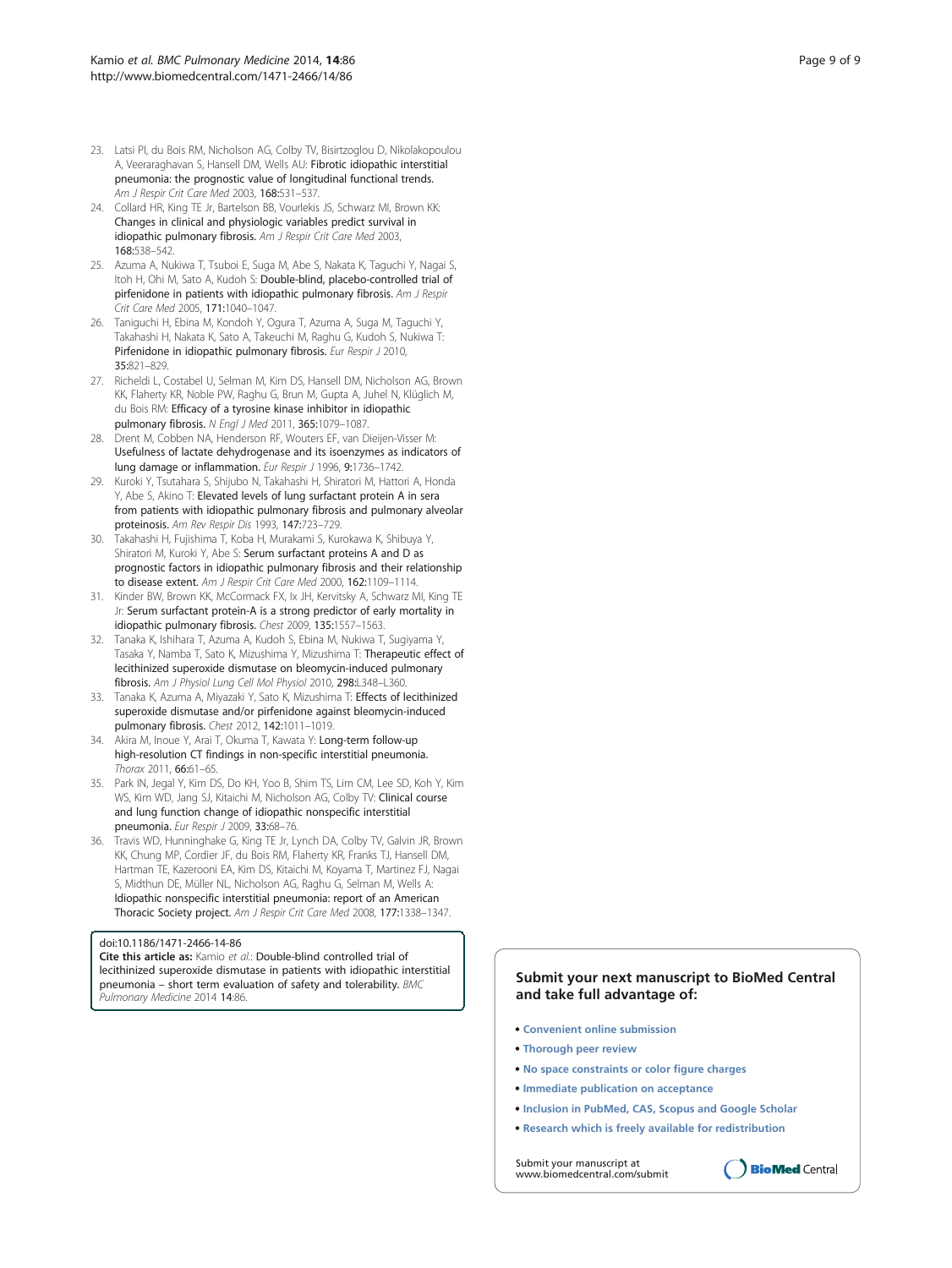23. Latsi PI, du Bois RM, Nicholson AG, Colby TV, Bisirtzoglou D, Nikolakopoulou A, Veeraraghavan S, Hansell DM, Wells AU: **Fibrotic idiopathic interstitial pneumonia: the prognostic value of longitudinal functional trends.** *Am J Respir Crit Care Med* 2003, **168:**531–537.
24. Collard HR, King TE Jr, Bartelson BB, Vourlekis JS, Schwarz MI, Brown KK: **Changes in clinical and physiologic variables predict survival in idiopathic pulmonary fibrosis.** *Am J Respir Crit Care Med* 2003, **168:**538–542.
25. Azuma A, Nukiwa T, Tsuboi E, Suga M, Abe S, Nakata K, Taguchi Y, Nagai S, Itoh H, Ohi M, Sato A, Kudoh S: **Double-blind, placebo-controlled trial of pirfenidone in patients with idiopathic pulmonary fibrosis.** *Am J Respir Crit Care Med* 2005, **171:**1040–1047.
26. Taniguchi H, Ebina M, Kondoh Y, Ogura T, Azuma A, Suga M, Taguchi Y, Takahashi H, Nakata K, Sato A, Takeuchi M, Raghu G, Kudoh S, Nukiwa T: **Pirfenidone in idiopathic pulmonary fibrosis.** *Eur Respir J* 2010, **35:**821–829.
27. Richeldi L, Costabel U, Selman M, Kim DS, Hansell DM, Nicholson AG, Brown KK, Flaherty KR, Noble PW, Raghu G, Brun M, Gupta A, Juhel N, Klüglich M, du Bois RM: **Efficacy of a tyrosine kinase inhibitor in idiopathic pulmonary fibrosis.** *N Engl J Med* 2011, **365:**1079–1087.
28. Drent M, Cobben NA, Henderson RF, Wouters EF, van Dieijen-Visser M: **Usefulness of lactate dehydrogenase and its isoenzymes as indicators of lung damage or inflammation.** *Eur Respir J* 1996, **9:**1736–1742.
29. Kuroki Y, Tsutahara S, Shijubo N, Takahashi H, Shiratori M, Hattori A, Honda Y, Abe S, Akino T: **Elevated levels of lung surfactant protein A in sera from patients with idiopathic pulmonary fibrosis and pulmonary alveolar proteinosis.** *Am Rev Respir Dis* 1993, **147:**723–729.
30. Takahashi H, Fujishima T, Koba H, Murakami S, Kurokawa K, Shibuya Y, Shiratori M, Kuroki Y, Abe S: **Serum surfactant proteins A and D as prognostic factors in idiopathic pulmonary fibrosis and their relationship to disease extent.** *Am J Respir Crit Care Med* 2000, **162:**1109–1114.
31. Kinder BW, Brown KK, McCormack FX, Ix JH, Kervitsky A, Schwarz MI, King TE Jr: **Serum surfactant protein-A is a strong predictor of early mortality in idiopathic pulmonary fibrosis.** *Chest* 2009, **135:**1557–1563.
32. Tanaka K, Ishihara T, Azuma A, Kudoh S, Ebina M, Nukiwa T, Sugiyama Y, Tasaka Y, Namba T, Sato K, Mizushima Y, Mizushima T: **Therapeutic effect of lecithinized superoxide dismutase on bleomycin-induced pulmonary fibrosis.** *Am J Physiol Lung Cell Mol Physiol* 2010, **298:**L348–L360.
33. Tanaka K, Azuma A, Miyazaki Y, Sato K, Mizushima T: **Effects of lecithinized superoxide dismutase and/or pirfenidone against bleomycin-induced pulmonary fibrosis.** *Chest* 2012, **142:**1011–1019.
34. Akira M, Inoue Y, Arai T, Okuma T, Kawata Y: **Long-term follow-up high-resolution CT findings in non-specific interstitial pneumonia.** *Thorax* 2011, **66:**61–65.
35. Park IN, Jegal Y, Kim DS, Do KH, Yoo B, Shim TS, Lim CM, Lee SD, Koh Y, Kim WS, Kim WD, Jang SJ, Kitaichi M, Nicholson AG, Colby TV: **Clinical course and lung function change of idiopathic nonspecific interstitial pneumonia.** *Eur Respir J* 2009, **33:**68–76.
36. Travis WD, Hunninghake G, King TE Jr, Lynch DA, Colby TV, Galvin JR, Brown KK, Chung MP, Cordier JF, du Bois RM, Flaherty KR, Franks TJ, Hansell DM, Hartman TE, Kazerooni EA, Kim DS, Kitaichi M, Koyama T, Martinez FJ, Nagai S, Midthun DE, Müller NL, Nicholson AG, Raghu G, Selman M, Wells A: **Idiopathic nonspecific interstitial pneumonia: report of an American Thoracic Society project.** *Am J Respir Crit Care Med* 2008, **177:**1338–1347.

doi:10.1186/1471-2466-14-86

**Cite this article as:** Kamio *et al.*: Double-blind controlled trial of lecithinized superoxide dismutase in patients with idiopathic interstitial pneumonia – short term evaluation of safety and tolerability. *BMC Pulmonary Medicine* 2014 **14**:86.

**Submit your next manuscript to BioMed Central and take full advantage of:**

- **Convenient online submission**
- **Thorough peer review**
- **No space constraints or color figure charges**
- **Immediate publication on acceptance**
- **Inclusion in PubMed, CAS, Scopus and Google Scholar**
- **Research which is freely available for redistribution**

Submit your manuscript at
www.biomedcentral.com/submit

BioMed Central